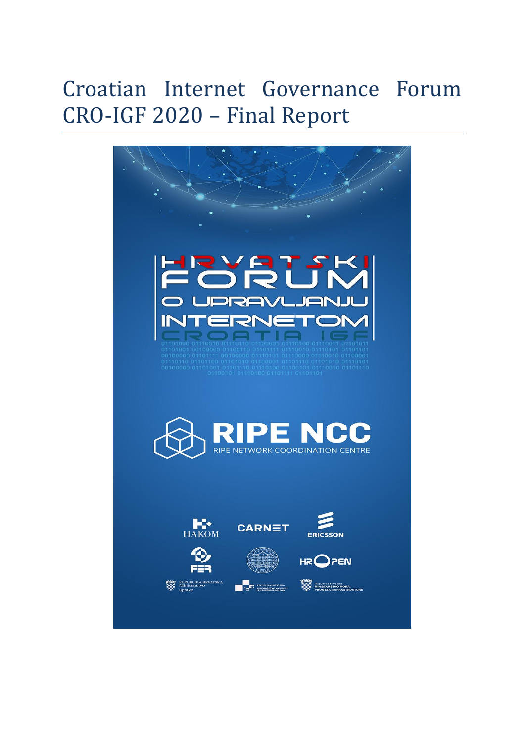# Croatian Internet Governance Forum CRO-IGF 2020 – Final Report

HRVATSKI FORUM O UPRAVLJANJU INTERNETOM

CROATIA IGF

RIPE NCC

RIPE NETWORK COORDINATION CENTRE

HAKOM

CARNET

ERICSSON

FER

HR OPEN

REPUBLIKA HRVATSKA Ministarstvo uprave

REPUBLIKA HRVATSKA MINISTARSTVO VANJSKIH I EUROPSKIH POSLOVA

Republika Hrvatska MINISTARSTVO MORA, PROMETA I INFRASTRUKTURE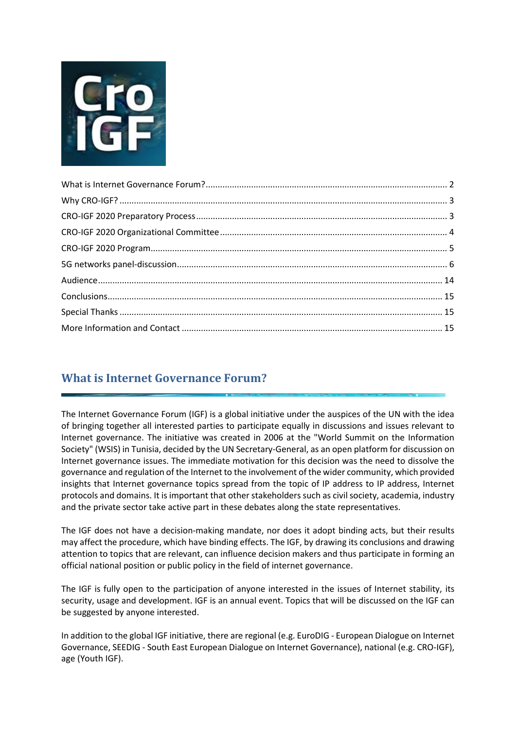What is Internet Governance Forum? .......... 2
Why CRO-IGF? .......... 3
CRO-IGF 2020 Preparatory Process .......... 3
CRO-IGF 2020 Organizational Committee .......... 4
CRO-IGF 2020 Program .......... 5
5G networks panel-discussion .......... 6
Audience .......... 14
Conclusions .......... 15
Special Thanks .......... 15
More Information and Contact .......... 15

## What is Internet Governance Forum?

The Internet Governance Forum (IGF) is a global initiative under the auspices of the UN with the idea of bringing together all interested parties to participate equally in discussions and issues relevant to Internet governance. The initiative was created in 2006 at the "World Summit on the Information Society" (WSIS) in Tunisia, decided by the UN Secretary-General, as an open platform for discussion on Internet governance issues. The immediate motivation for this decision was the need to dissolve the governance and regulation of the Internet to the involvement of the wider community, which provided insights that Internet governance topics spread from the topic of IP address to IP address, Internet protocols and domains. It is important that other stakeholders such as civil society, academia, industry and the private sector take active part in these debates along the state representatives.

The IGF does not have a decision-making mandate, nor does it adopt binding acts, but their results may affect the procedure, which have binding effects. The IGF, by drawing its conclusions and drawing attention to topics that are relevant, can influence decision makers and thus participate in forming an official national position or public policy in the field of internet governance.

The IGF is fully open to the participation of anyone interested in the issues of Internet stability, its security, usage and development. IGF is an annual event. Topics that will be discussed on the IGF can be suggested by anyone interested.

In addition to the global IGF initiative, there are regional (e.g. EuroDIG - European Dialogue on Internet Governance, SEEDIG - South East European Dialogue on Internet Governance), national (e.g. CRO-IGF), age (Youth IGF).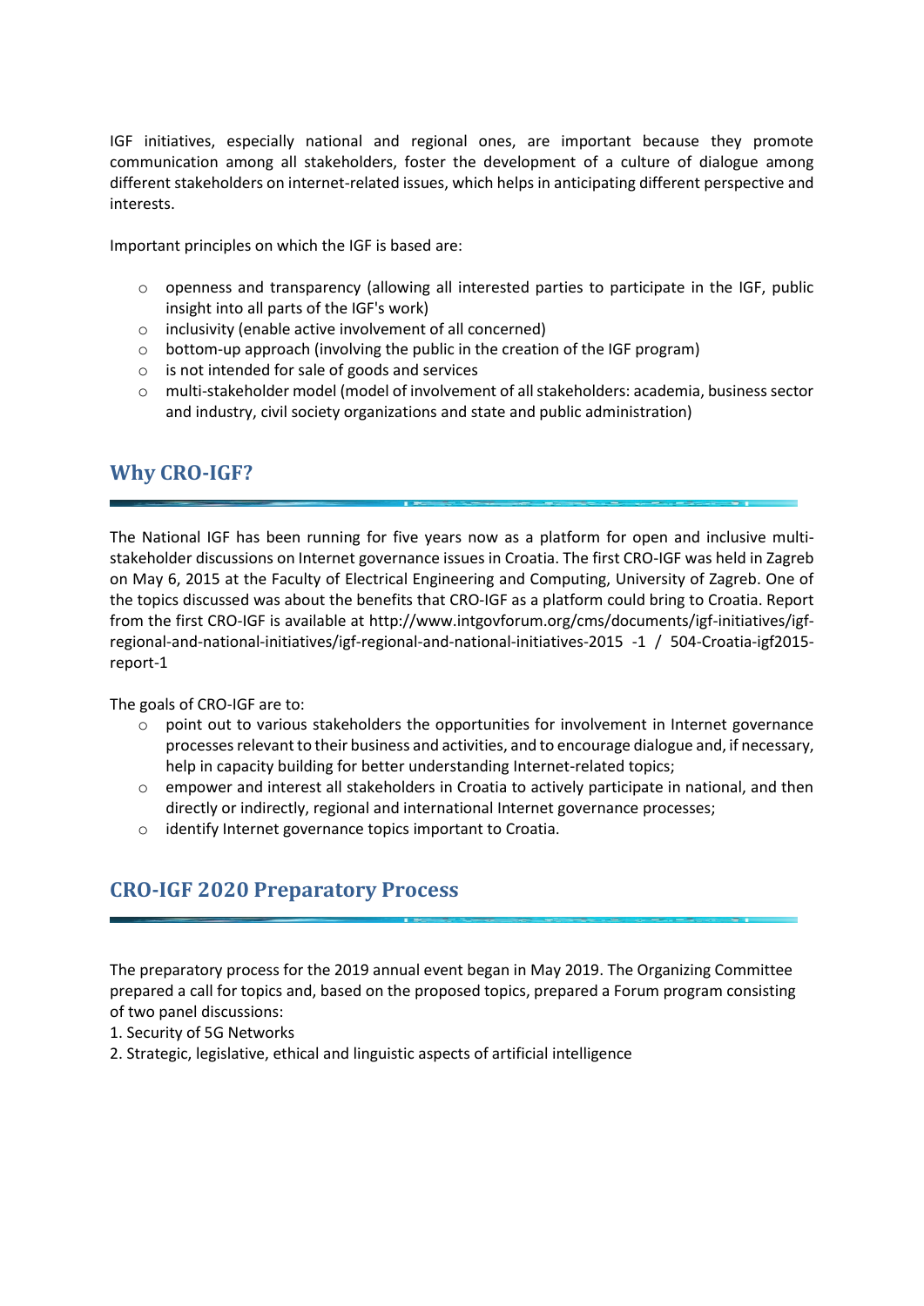IGF initiatives, especially national and regional ones, are important because they promote communication among all stakeholders, foster the development of a culture of dialogue among different stakeholders on internet-related issues, which helps in anticipating different perspective and interests.

Important principles on which the IGF is based are:

- openness and transparency (allowing all interested parties to participate in the IGF, public insight into all parts of the IGF's work)
- inclusivity (enable active involvement of all concerned)
- bottom-up approach (involving the public in the creation of the IGF program)
- is not intended for sale of goods and services
- multi-stakeholder model (model of involvement of all stakeholders: academia, business sector and industry, civil society organizations and state and public administration)

## Why CRO-IGF?

The National IGF has been running for five years now as a platform for open and inclusive multi-stakeholder discussions on Internet governance issues in Croatia. The first CRO-IGF was held in Zagreb on May 6, 2015 at the Faculty of Electrical Engineering and Computing, University of Zagreb. One of the topics discussed was about the benefits that CRO-IGF as a platform could bring to Croatia. Report from the first CRO-IGF is available at http://www.intgovforum.org/cms/documents/igf-initiatives/igf-regional-and-national-initiatives/igf-regional-and-national-initiatives-2015 -1 / 504-Croatia-igf2015-report-1

The goals of CRO-IGF are to:

- point out to various stakeholders the opportunities for involvement in Internet governance processes relevant to their business and activities, and to encourage dialogue and, if necessary, help in capacity building for better understanding Internet-related topics;
- empower and interest all stakeholders in Croatia to actively participate in national, and then directly or indirectly, regional and international Internet governance processes;
- identify Internet governance topics important to Croatia.

## CRO-IGF 2020 Preparatory Process

The preparatory process for the 2019 annual event began in May 2019. The Organizing Committee prepared a call for topics and, based on the proposed topics, prepared a Forum program consisting of two panel discussions:

1. Security of 5G Networks
2. Strategic, legislative, ethical and linguistic aspects of artificial intelligence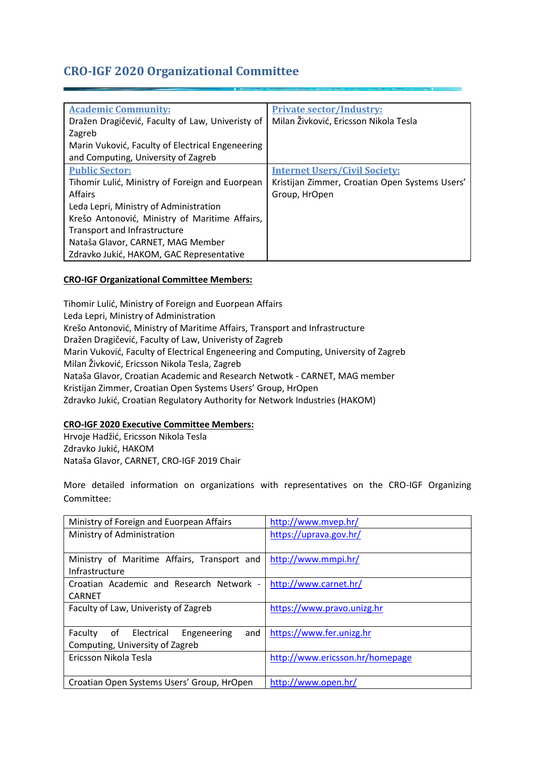# CRO-IGF 2020 Organizational Committee

| Academic Community:<br>Dražen Dragičević, Faculty of Law, Univeristy of Zagreb<br>Marin Vuković, Faculty of Electrical Engeneering and Computing, University of Zagreb | Private sector/Industry:<br>Milan Živković, Ericsson Nikola Tesla |
|---|---|
| **Public Sector:**<br>Tihomir Lulić, Ministry of Foreign and Euorpean Affairs<br>Leda Lepri, Ministry of Administration<br>Krešo Antonović, Ministry of Maritime Affairs, Transport and Infrastructure<br>Nataša Glavor, CARNET, MAG Member<br>Zdravko Jukić, HAKOM, GAC Representative | **Internet Users/Civil Society:**<br>Kristijan Zimmer, Croatian Open Systems Users' Group, HrOpen |

**CRO-IGF Organizational Committee Members:**

Tihomir Lulić, Ministry of Foreign and Euorpean Affairs
Leda Lepri, Ministry of Administration
Krešo Antonović, Ministry of Maritime Affairs, Transport and Infrastructure
Dražen Dragičević, Faculty of Law, Univeristy of Zagreb
Marin Vuković, Faculty of Electrical Engeneering and Computing, University of Zagreb
Milan Živković, Ericsson Nikola Tesla, Zagreb
Nataša Glavor, Croatian Academic and Research Netwotk - CARNET, MAG member
Kristijan Zimmer, Croatian Open Systems Users' Group, HrOpen
Zdravko Jukić, Croatian Regulatory Authority for Network Industries (HAKOM)

**CRO-IGF 2020 Executive Committee Members:**

Hrvoje Hadžić, Ericsson Nikola Tesla
Zdravko Jukić, HAKOM
Nataša Glavor, CARNET, CRO-IGF 2019 Chair

More detailed information on organizations with representatives on the CRO-IGF Organizing Committee:

| Ministry of Foreign and Euorpean Affairs | http://www.mvep.hr/ |
|---|---|
| Ministry of Administration | https://uprava.gov.hr/ |
| Ministry of Maritime Affairs, Transport and Infrastructure | http://www.mmpi.hr/ |
| Croatian Academic and Research Network - CARNET | http://www.carnet.hr/ |
| Faculty of Law, Univeristy of Zagreb | https://www.pravo.unizg.hr |
| Faculty of Electrical Engeneering and Computing, University of Zagreb | https://www.fer.unizg.hr |
| Ericsson Nikola Tesla | http://www.ericsson.hr/homepage |
| Croatian Open Systems Users' Group, HrOpen | http://www.open.hr/ |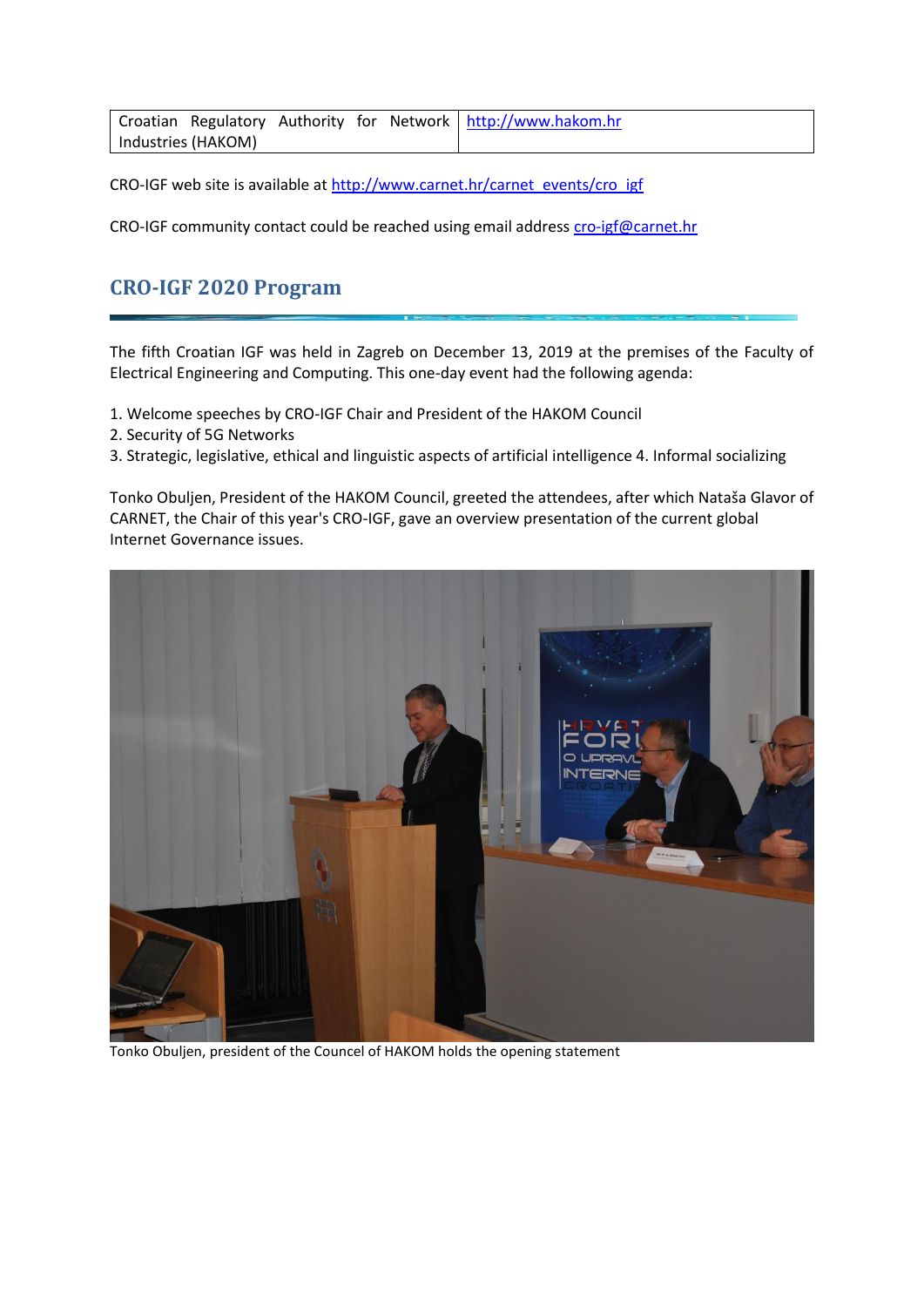| Croatian Regulatory Authority for Network Industries (HAKOM) | http://www.hakom.hr |
|---|---|

CRO-IGF web site is available at http://www.carnet.hr/carnet_events/cro_igf

CRO-IGF community contact could be reached using email address cro-igf@carnet.hr

## CRO-IGF 2020 Program

The fifth Croatian IGF was held in Zagreb on December 13, 2019 at the premises of the Faculty of Electrical Engineering and Computing. This one-day event had the following agenda:

1. Welcome speeches by CRO-IGF Chair and President of the HAKOM Council
2. Security of 5G Networks
3. Strategic, legislative, ethical and linguistic aspects of artificial intelligence 4. Informal socializing

Tonko Obuljen, President of the HAKOM Council, greeted the attendees, after which Nataša Glavor of CARNET, the Chair of this year's CRO-IGF, gave an overview presentation of the current global Internet Governance issues.

Tonko Obuljen, president of the Council of HAKOM holds the opening statement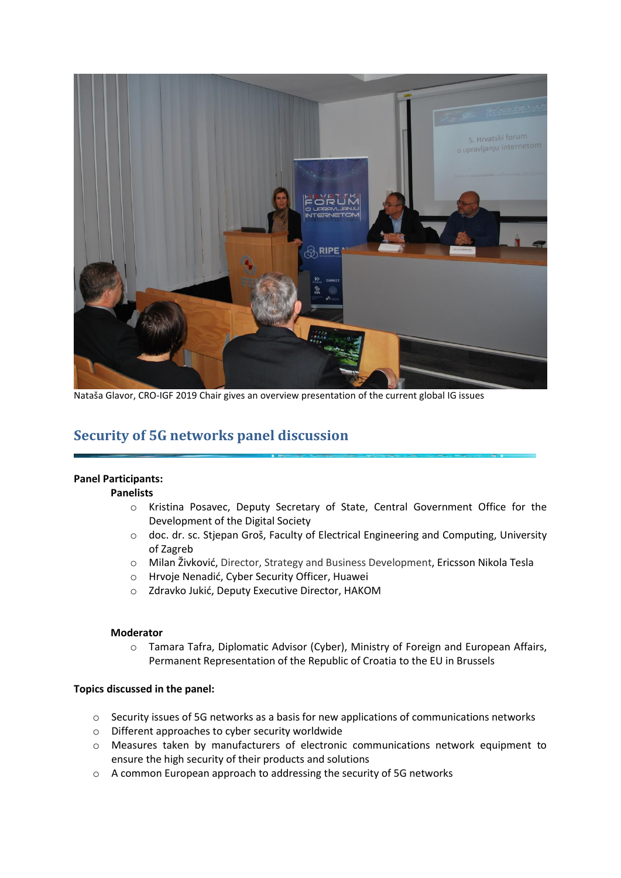Nataša Glavor, CRO-IGF 2019 Chair gives an overview presentation of the current global IG issues

## Security of 5G networks panel discussion

**Panel Participants:**

**Panelists**

- Kristina Posavec, Deputy Secretary of State, Central Government Office for the Development of the Digital Society
- doc. dr. sc. Stjepan Groš, Faculty of Electrical Engineering and Computing, University of Zagreb
- Milan Živković, Director, Strategy and Business Development, Ericsson Nikola Tesla
- Hrvoje Nenadić, Cyber Security Officer, Huawei
- Zdravko Jukić, Deputy Executive Director, HAKOM

**Moderator**

- Tamara Tafra, Diplomatic Advisor (Cyber), Ministry of Foreign and European Affairs, Permanent Representation of the Republic of Croatia to the EU in Brussels

**Topics discussed in the panel:**

- Security issues of 5G networks as a basis for new applications of communications networks
- Different approaches to cyber security worldwide
- Measures taken by manufacturers of electronic communications network equipment to ensure the high security of their products and solutions
- A common European approach to addressing the security of 5G networks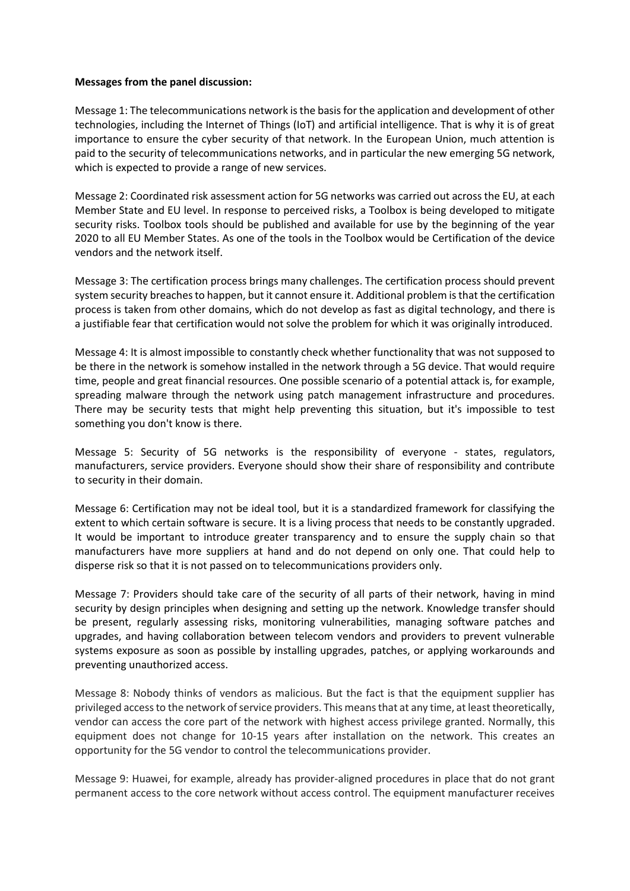**Messages from the panel discussion:**

Message 1: The telecommunications network is the basis for the application and development of other technologies, including the Internet of Things (IoT) and artificial intelligence. That is why it is of great importance to ensure the cyber security of that network. In the European Union, much attention is paid to the security of telecommunications networks, and in particular the new emerging 5G network, which is expected to provide a range of new services.

Message 2: Coordinated risk assessment action for 5G networks was carried out across the EU, at each Member State and EU level. In response to perceived risks, a Toolbox is being developed to mitigate security risks. Toolbox tools should be published and available for use by the beginning of the year 2020 to all EU Member States. As one of the tools in the Toolbox would be Certification of the device vendors and the network itself.

Message 3: The certification process brings many challenges. The certification process should prevent system security breaches to happen, but it cannot ensure it. Additional problem is that the certification process is taken from other domains, which do not develop as fast as digital technology, and there is a justifiable fear that certification would not solve the problem for which it was originally introduced.

Message 4: It is almost impossible to constantly check whether functionality that was not supposed to be there in the network is somehow installed in the network through a 5G device. That would require time, people and great financial resources. One possible scenario of a potential attack is, for example, spreading malware through the network using patch management infrastructure and procedures. There may be security tests that might help preventing this situation, but it's impossible to test something you don't know is there.

Message 5: Security of 5G networks is the responsibility of everyone - states, regulators, manufacturers, service providers. Everyone should show their share of responsibility and contribute to security in their domain.

Message 6: Certification may not be ideal tool, but it is a standardized framework for classifying the extent to which certain software is secure. It is a living process that needs to be constantly upgraded. It would be important to introduce greater transparency and to ensure the supply chain so that manufacturers have more suppliers at hand and do not depend on only one. That could help to disperse risk so that it is not passed on to telecommunications providers only.

Message 7: Providers should take care of the security of all parts of their network, having in mind security by design principles when designing and setting up the network. Knowledge transfer should be present, regularly assessing risks, monitoring vulnerabilities, managing software patches and upgrades, and having collaboration between telecom vendors and providers to prevent vulnerable systems exposure as soon as possible by installing upgrades, patches, or applying workarounds and preventing unauthorized access.

Message 8: Nobody thinks of vendors as malicious. But the fact is that the equipment supplier has privileged access to the network of service providers. This means that at any time, at least theoretically, vendor can access the core part of the network with highest access privilege granted. Normally, this equipment does not change for 10-15 years after installation on the network. This creates an opportunity for the 5G vendor to control the telecommunications provider.

Message 9: Huawei, for example, already has provider-aligned procedures in place that do not grant permanent access to the core network without access control. The equipment manufacturer receives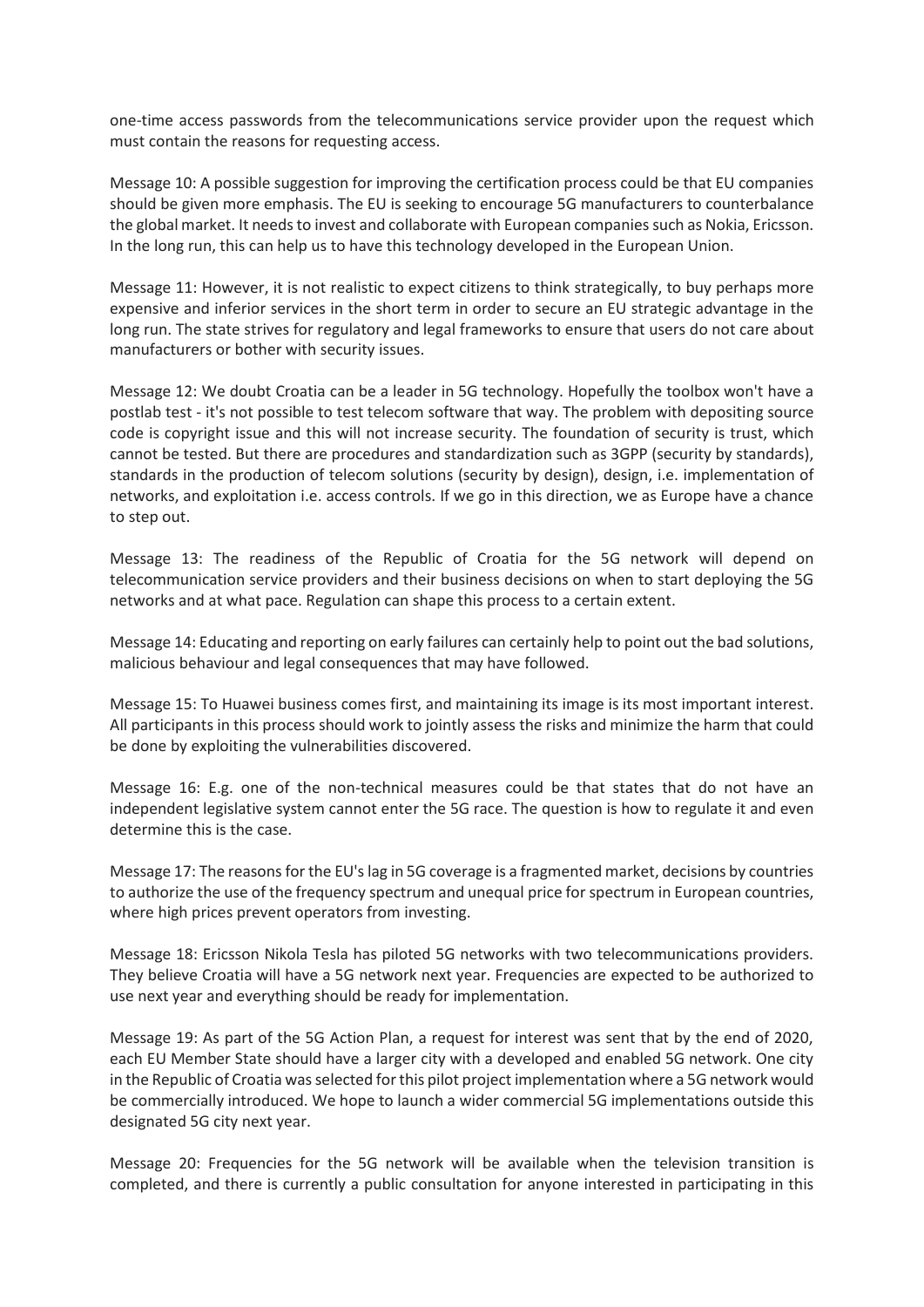one-time access passwords from the telecommunications service provider upon the request which must contain the reasons for requesting access.

Message 10: A possible suggestion for improving the certification process could be that EU companies should be given more emphasis. The EU is seeking to encourage 5G manufacturers to counterbalance the global market. It needs to invest and collaborate with European companies such as Nokia, Ericsson. In the long run, this can help us to have this technology developed in the European Union.

Message 11: However, it is not realistic to expect citizens to think strategically, to buy perhaps more expensive and inferior services in the short term in order to secure an EU strategic advantage in the long run. The state strives for regulatory and legal frameworks to ensure that users do not care about manufacturers or bother with security issues.

Message 12: We doubt Croatia can be a leader in 5G technology. Hopefully the toolbox won't have a postlab test - it's not possible to test telecom software that way. The problem with depositing source code is copyright issue and this will not increase security. The foundation of security is trust, which cannot be tested. But there are procedures and standardization such as 3GPP (security by standards), standards in the production of telecom solutions (security by design), design, i.e. implementation of networks, and exploitation i.e. access controls. If we go in this direction, we as Europe have a chance to step out.

Message 13: The readiness of the Republic of Croatia for the 5G network will depend on telecommunication service providers and their business decisions on when to start deploying the 5G networks and at what pace. Regulation can shape this process to a certain extent.

Message 14: Educating and reporting on early failures can certainly help to point out the bad solutions, malicious behaviour and legal consequences that may have followed.

Message 15: To Huawei business comes first, and maintaining its image is its most important interest. All participants in this process should work to jointly assess the risks and minimize the harm that could be done by exploiting the vulnerabilities discovered.

Message 16: E.g. one of the non-technical measures could be that states that do not have an independent legislative system cannot enter the 5G race. The question is how to regulate it and even determine this is the case.

Message 17: The reasons for the EU's lag in 5G coverage is a fragmented market, decisions by countries to authorize the use of the frequency spectrum and unequal price for spectrum in European countries, where high prices prevent operators from investing.

Message 18: Ericsson Nikola Tesla has piloted 5G networks with two telecommunications providers. They believe Croatia will have a 5G network next year. Frequencies are expected to be authorized to use next year and everything should be ready for implementation.

Message 19: As part of the 5G Action Plan, a request for interest was sent that by the end of 2020, each EU Member State should have a larger city with a developed and enabled 5G network. One city in the Republic of Croatia was selected for this pilot project implementation where a 5G network would be commercially introduced. We hope to launch a wider commercial 5G implementations outside this designated 5G city next year.

Message 20: Frequencies for the 5G network will be available when the television transition is completed, and there is currently a public consultation for anyone interested in participating in this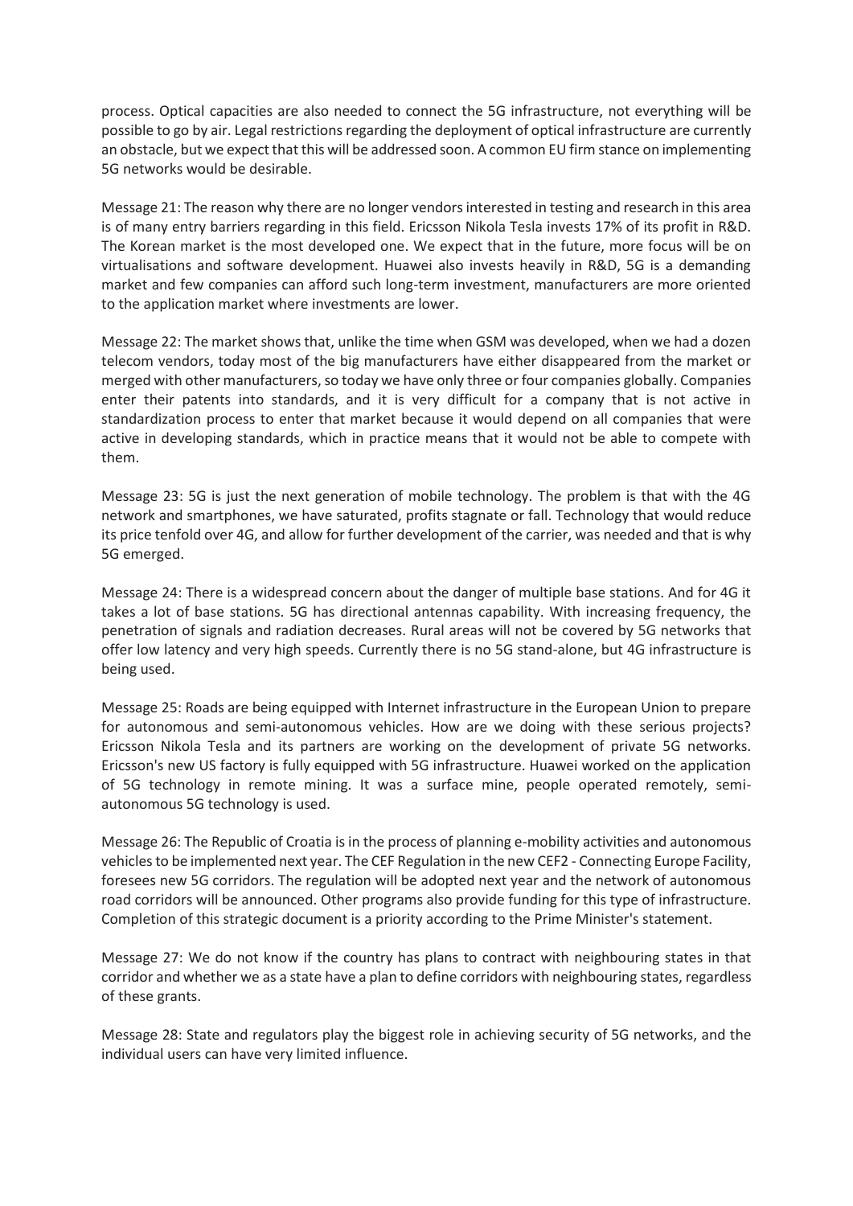process. Optical capacities are also needed to connect the 5G infrastructure, not everything will be possible to go by air. Legal restrictions regarding the deployment of optical infrastructure are currently an obstacle, but we expect that this will be addressed soon. A common EU firm stance on implementing 5G networks would be desirable.

Message 21: The reason why there are no longer vendors interested in testing and research in this area is of many entry barriers regarding in this field. Ericsson Nikola Tesla invests 17% of its profit in R&D. The Korean market is the most developed one. We expect that in the future, more focus will be on virtualisations and software development. Huawei also invests heavily in R&D, 5G is a demanding market and few companies can afford such long-term investment, manufacturers are more oriented to the application market where investments are lower.

Message 22: The market shows that, unlike the time when GSM was developed, when we had a dozen telecom vendors, today most of the big manufacturers have either disappeared from the market or merged with other manufacturers, so today we have only three or four companies globally. Companies enter their patents into standards, and it is very difficult for a company that is not active in standardization process to enter that market because it would depend on all companies that were active in developing standards, which in practice means that it would not be able to compete with them.

Message 23: 5G is just the next generation of mobile technology. The problem is that with the 4G network and smartphones, we have saturated, profits stagnate or fall. Technology that would reduce its price tenfold over 4G, and allow for further development of the carrier, was needed and that is why 5G emerged.

Message 24: There is a widespread concern about the danger of multiple base stations. And for 4G it takes a lot of base stations. 5G has directional antennas capability. With increasing frequency, the penetration of signals and radiation decreases. Rural areas will not be covered by 5G networks that offer low latency and very high speeds. Currently there is no 5G stand-alone, but 4G infrastructure is being used.

Message 25: Roads are being equipped with Internet infrastructure in the European Union to prepare for autonomous and semi-autonomous vehicles. How are we doing with these serious projects? Ericsson Nikola Tesla and its partners are working on the development of private 5G networks. Ericsson's new US factory is fully equipped with 5G infrastructure. Huawei worked on the application of 5G technology in remote mining. It was a surface mine, people operated remotely, semi-autonomous 5G technology is used.

Message 26: The Republic of Croatia is in the process of planning e-mobility activities and autonomous vehicles to be implemented next year. The CEF Regulation in the new CEF2 - Connecting Europe Facility, foresees new 5G corridors. The regulation will be adopted next year and the network of autonomous road corridors will be announced. Other programs also provide funding for this type of infrastructure. Completion of this strategic document is a priority according to the Prime Minister's statement.

Message 27: We do not know if the country has plans to contract with neighbouring states in that corridor and whether we as a state have a plan to define corridors with neighbouring states, regardless of these grants.

Message 28: State and regulators play the biggest role in achieving security of 5G networks, and the individual users can have very limited influence.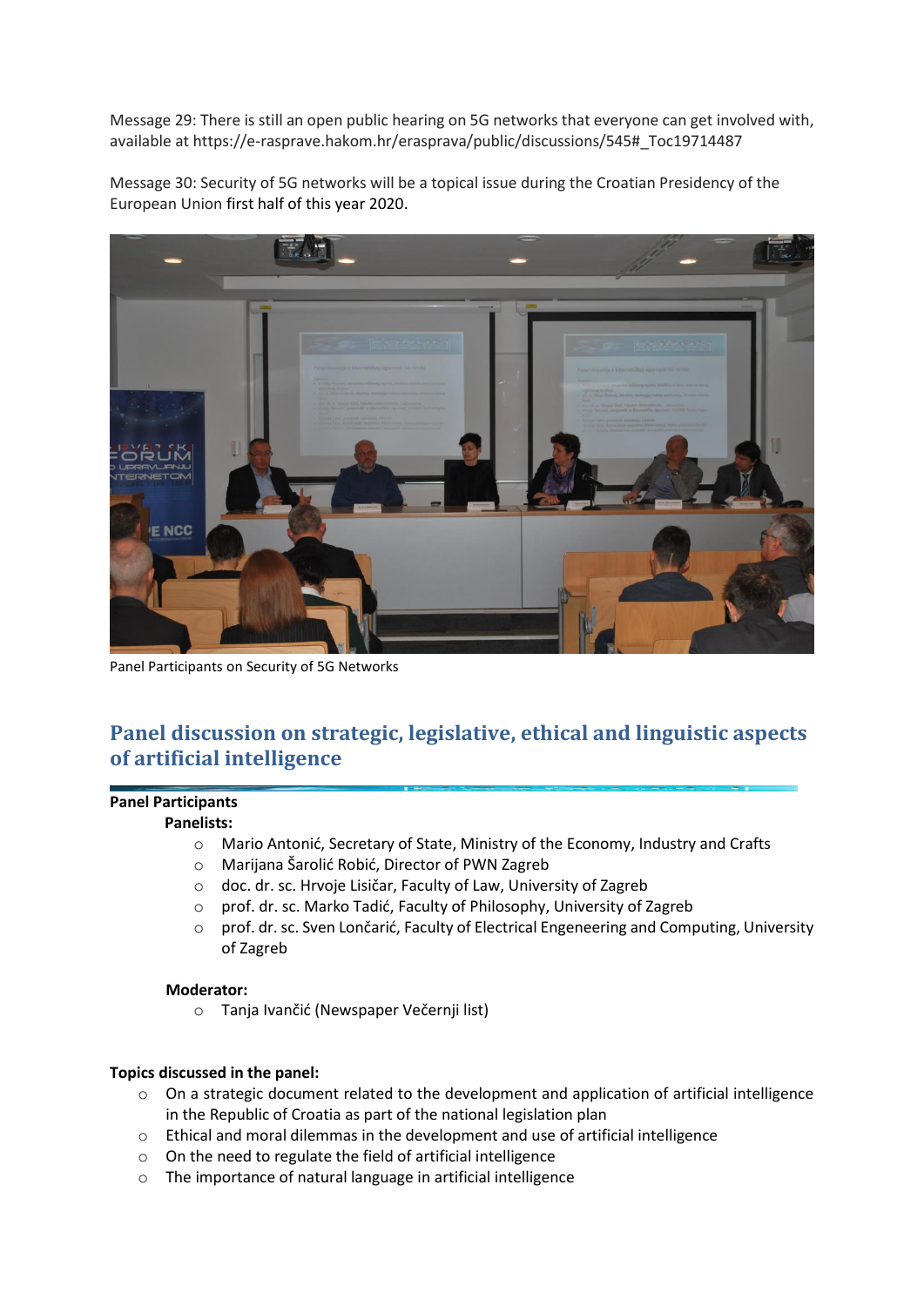Message 29: There is still an open public hearing on 5G networks that everyone can get involved with, available at https://e-rasprave.hakom.hr/erasprava/public/discussions/545#_Toc19714487

Message 30: Security of 5G networks will be a topical issue during the Croatian Presidency of the European Union first half of this year 2020.

Panel Participants on Security of 5G Networks

## Panel discussion on strategic, legislative, ethical and linguistic aspects of artificial intelligence

**Panel Participants**

**Panelists:**

- Mario Antonić, Secretary of State, Ministry of the Economy, Industry and Crafts
- Marijana Šarolić Robić, Director of PWN Zagreb
- doc. dr. sc. Hrvoje Lisičar, Faculty of Law, University of Zagreb
- prof. dr. sc. Marko Tadić, Faculty of Philosophy, University of Zagreb
- prof. dr. sc. Sven Lončarić, Faculty of Electrical Engeneering and Computing, University of Zagreb

**Moderator:**

- Tanja Ivančić (Newspaper Večernji list)

**Topics discussed in the panel:**

- On a strategic document related to the development and application of artificial intelligence in the Republic of Croatia as part of the national legislation plan
- Ethical and moral dilemmas in the development and use of artificial intelligence
- On the need to regulate the field of artificial intelligence
- The importance of natural language in artificial intelligence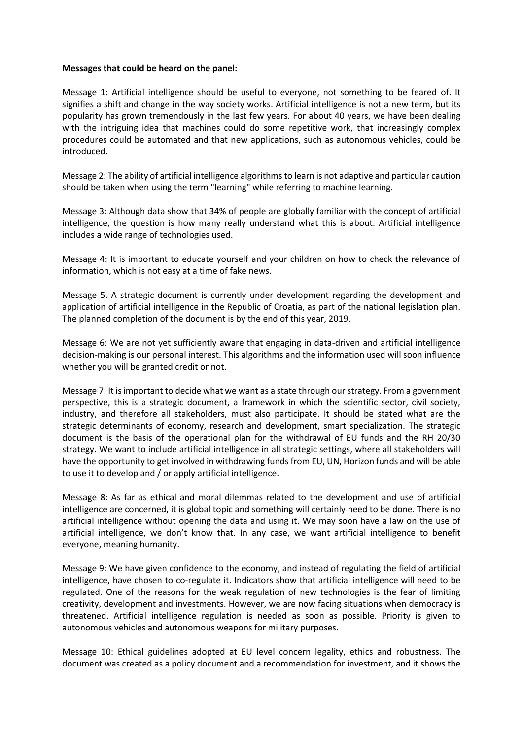**Messages that could be heard on the panel:**

Message 1: Artificial intelligence should be useful to everyone, not something to be feared of. It signifies a shift and change in the way society works. Artificial intelligence is not a new term, but its popularity has grown tremendously in the last few years. For about 40 years, we have been dealing with the intriguing idea that machines could do some repetitive work, that increasingly complex procedures could be automated and that new applications, such as autonomous vehicles, could be introduced.

Message 2: The ability of artificial intelligence algorithms to learn is not adaptive and particular caution should be taken when using the term "learning" while referring to machine learning.

Message 3: Although data show that 34% of people are globally familiar with the concept of artificial intelligence, the question is how many really understand what this is about. Artificial intelligence includes a wide range of technologies used.

Message 4: It is important to educate yourself and your children on how to check the relevance of information, which is not easy at a time of fake news.

Message 5. A strategic document is currently under development regarding the development and application of artificial intelligence in the Republic of Croatia, as part of the national legislation plan. The planned completion of the document is by the end of this year, 2019.

Message 6: We are not yet sufficiently aware that engaging in data-driven and artificial intelligence decision-making is our personal interest. This algorithms and the information used will soon influence whether you will be granted credit or not.

Message 7: It is important to decide what we want as a state through our strategy. From a government perspective, this is a strategic document, a framework in which the scientific sector, civil society, industry, and therefore all stakeholders, must also participate. It should be stated what are the strategic determinants of economy, research and development, smart specialization. The strategic document is the basis of the operational plan for the withdrawal of EU funds and the RH 20/30 strategy. We want to include artificial intelligence in all strategic settings, where all stakeholders will have the opportunity to get involved in withdrawing funds from EU, UN, Horizon funds and will be able to use it to develop and / or apply artificial intelligence.

Message 8: As far as ethical and moral dilemmas related to the development and use of artificial intelligence are concerned, it is global topic and something will certainly need to be done. There is no artificial intelligence without opening the data and using it. We may soon have a law on the use of artificial intelligence, we don't know that. In any case, we want artificial intelligence to benefit everyone, meaning humanity.

Message 9: We have given confidence to the economy, and instead of regulating the field of artificial intelligence, have chosen to co-regulate it. Indicators show that artificial intelligence will need to be regulated. One of the reasons for the weak regulation of new technologies is the fear of limiting creativity, development and investments. However, we are now facing situations when democracy is threatened. Artificial intelligence regulation is needed as soon as possible. Priority is given to autonomous vehicles and autonomous weapons for military purposes.

Message 10: Ethical guidelines adopted at EU level concern legality, ethics and robustness. The document was created as a policy document and a recommendation for investment, and it shows the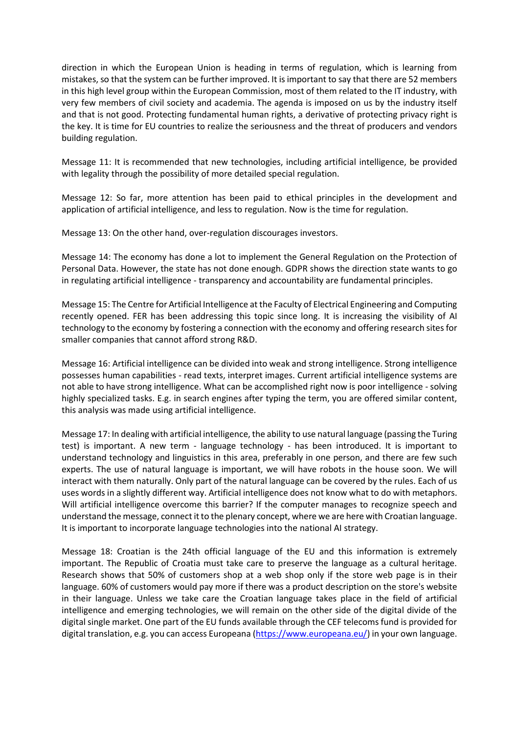direction in which the European Union is heading in terms of regulation, which is learning from mistakes, so that the system can be further improved. It is important to say that there are 52 members in this high level group within the European Commission, most of them related to the IT industry, with very few members of civil society and academia. The agenda is imposed on us by the industry itself and that is not good. Protecting fundamental human rights, a derivative of protecting privacy right is the key. It is time for EU countries to realize the seriousness and the threat of producers and vendors building regulation.

Message 11: It is recommended that new technologies, including artificial intelligence, be provided with legality through the possibility of more detailed special regulation.

Message 12: So far, more attention has been paid to ethical principles in the development and application of artificial intelligence, and less to regulation. Now is the time for regulation.

Message 13: On the other hand, over-regulation discourages investors.

Message 14: The economy has done a lot to implement the General Regulation on the Protection of Personal Data. However, the state has not done enough. GDPR shows the direction state wants to go in regulating artificial intelligence - transparency and accountability are fundamental principles.

Message 15: The Centre for Artificial Intelligence at the Faculty of Electrical Engineering and Computing recently opened. FER has been addressing this topic since long. It is increasing the visibility of AI technology to the economy by fostering a connection with the economy and offering research sites for smaller companies that cannot afford strong R&D.

Message 16: Artificial intelligence can be divided into weak and strong intelligence. Strong intelligence possesses human capabilities - read texts, interpret images. Current artificial intelligence systems are not able to have strong intelligence. What can be accomplished right now is poor intelligence - solving highly specialized tasks. E.g. in search engines after typing the term, you are offered similar content, this analysis was made using artificial intelligence.

Message 17: In dealing with artificial intelligence, the ability to use natural language (passing the Turing test) is important. A new term - language technology - has been introduced. It is important to understand technology and linguistics in this area, preferably in one person, and there are few such experts. The use of natural language is important, we will have robots in the house soon. We will interact with them naturally. Only part of the natural language can be covered by the rules. Each of us uses words in a slightly different way. Artificial intelligence does not know what to do with metaphors. Will artificial intelligence overcome this barrier? If the computer manages to recognize speech and understand the message, connect it to the plenary concept, where we are here with Croatian language. It is important to incorporate language technologies into the national AI strategy.

Message 18: Croatian is the 24th official language of the EU and this information is extremely important. The Republic of Croatia must take care to preserve the language as a cultural heritage. Research shows that 50% of customers shop at a web shop only if the store web page is in their language. 60% of customers would pay more if there was a product description on the store's website in their language. Unless we take care the Croatian language takes place in the field of artificial intelligence and emerging technologies, we will remain on the other side of the digital divide of the digital single market. One part of the EU funds available through the CEF telecoms fund is provided for digital translation, e.g. you can access Europeana (https://www.europeana.eu/) in your own language.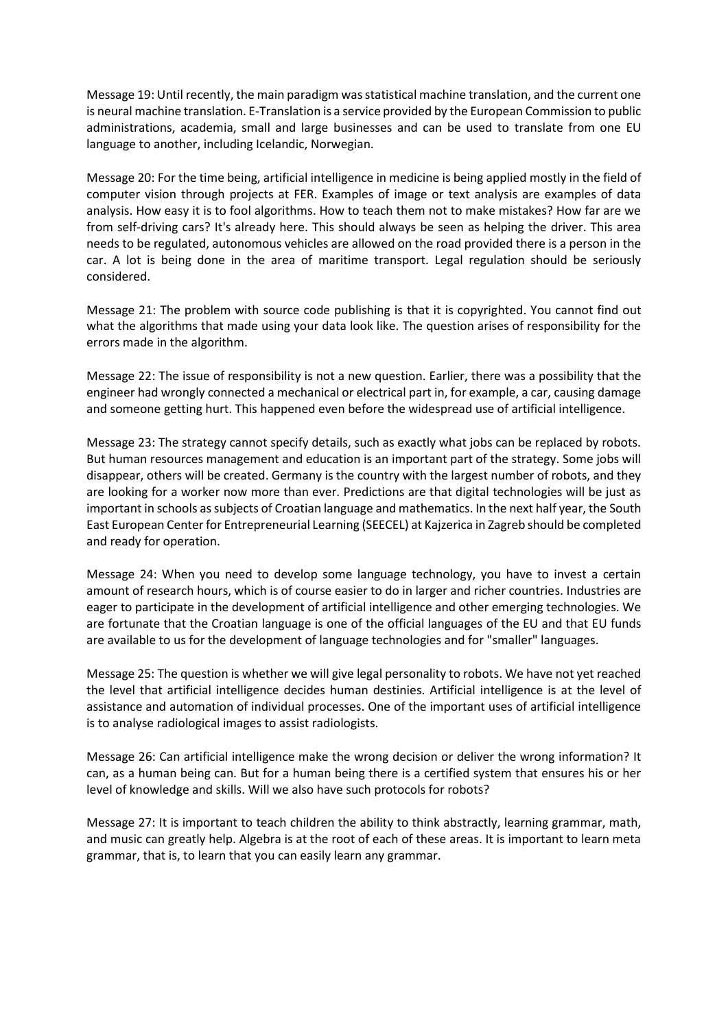Message 19: Until recently, the main paradigm was statistical machine translation, and the current one is neural machine translation. E-Translation is a service provided by the European Commission to public administrations, academia, small and large businesses and can be used to translate from one EU language to another, including Icelandic, Norwegian.

Message 20: For the time being, artificial intelligence in medicine is being applied mostly in the field of computer vision through projects at FER. Examples of image or text analysis are examples of data analysis. How easy it is to fool algorithms. How to teach them not to make mistakes? How far are we from self-driving cars? It's already here. This should always be seen as helping the driver. This area needs to be regulated, autonomous vehicles are allowed on the road provided there is a person in the car. A lot is being done in the area of maritime transport. Legal regulation should be seriously considered.

Message 21: The problem with source code publishing is that it is copyrighted. You cannot find out what the algorithms that made using your data look like. The question arises of responsibility for the errors made in the algorithm.

Message 22: The issue of responsibility is not a new question. Earlier, there was a possibility that the engineer had wrongly connected a mechanical or electrical part in, for example, a car, causing damage and someone getting hurt. This happened even before the widespread use of artificial intelligence.

Message 23: The strategy cannot specify details, such as exactly what jobs can be replaced by robots. But human resources management and education is an important part of the strategy. Some jobs will disappear, others will be created. Germany is the country with the largest number of robots, and they are looking for a worker now more than ever. Predictions are that digital technologies will be just as important in schools as subjects of Croatian language and mathematics. In the next half year, the South East European Center for Entrepreneurial Learning (SEECEL) at Kajzerica in Zagreb should be completed and ready for operation.

Message 24: When you need to develop some language technology, you have to invest a certain amount of research hours, which is of course easier to do in larger and richer countries. Industries are eager to participate in the development of artificial intelligence and other emerging technologies. We are fortunate that the Croatian language is one of the official languages of the EU and that EU funds are available to us for the development of language technologies and for "smaller" languages.

Message 25: The question is whether we will give legal personality to robots. We have not yet reached the level that artificial intelligence decides human destinies. Artificial intelligence is at the level of assistance and automation of individual processes. One of the important uses of artificial intelligence is to analyse radiological images to assist radiologists.

Message 26: Can artificial intelligence make the wrong decision or deliver the wrong information? It can, as a human being can. But for a human being there is a certified system that ensures his or her level of knowledge and skills. Will we also have such protocols for robots?

Message 27: It is important to teach children the ability to think abstractly, learning grammar, math, and music can greatly help. Algebra is at the root of each of these areas. It is important to learn meta grammar, that is, to learn that you can easily learn any grammar.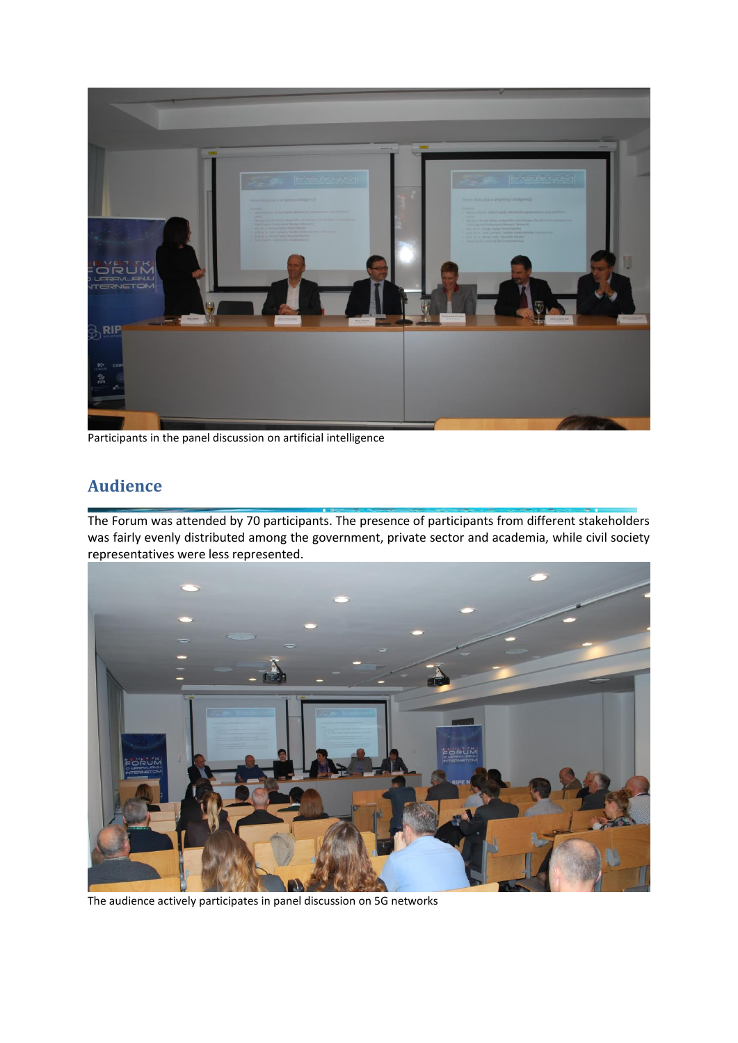Participants in the panel discussion on artificial intelligence

## Audience

The Forum was attended by 70 participants. The presence of participants from different stakeholders was fairly evenly distributed among the government, private sector and academia, while civil society representatives were less represented.

The audience actively participates in panel discussion on 5G networks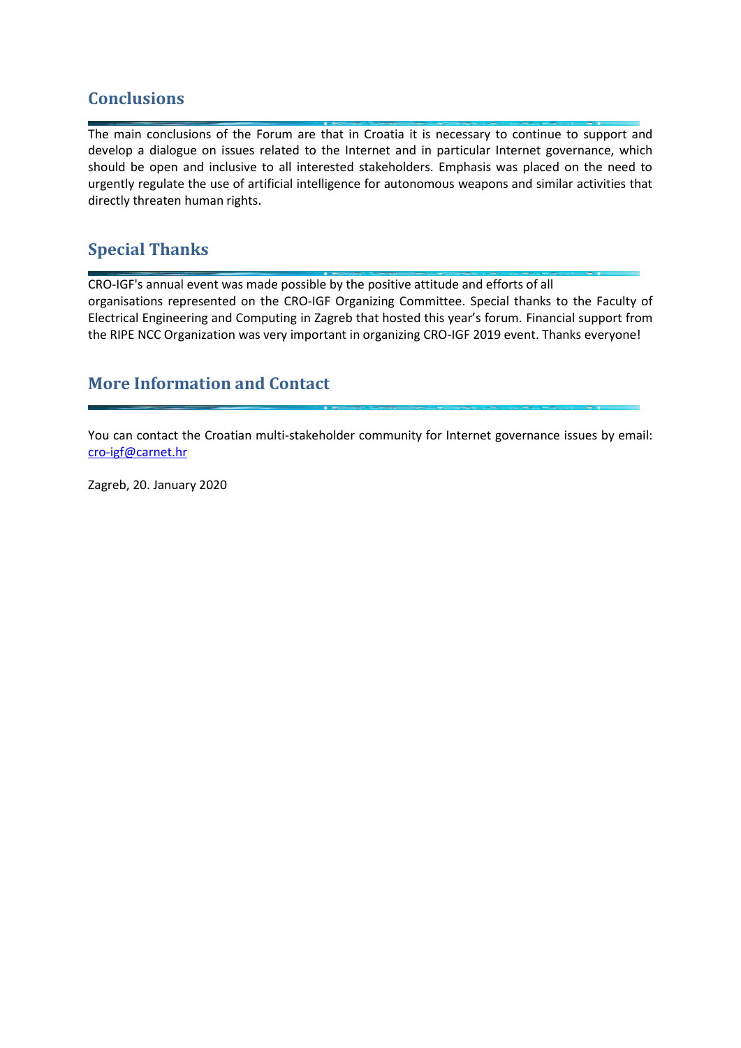## Conclusions

The main conclusions of the Forum are that in Croatia it is necessary to continue to support and develop a dialogue on issues related to the Internet and in particular Internet governance, which should be open and inclusive to all interested stakeholders. Emphasis was placed on the need to urgently regulate the use of artificial intelligence for autonomous weapons and similar activities that directly threaten human rights.

## Special Thanks

CRO-IGF's annual event was made possible by the positive attitude and efforts of all organisations represented on the CRO-IGF Organizing Committee. Special thanks to the Faculty of Electrical Engineering and Computing in Zagreb that hosted this year's forum. Financial support from the RIPE NCC Organization was very important in organizing CRO-IGF 2019 event. Thanks everyone!

## More Information and Contact

You can contact the Croatian multi-stakeholder community for Internet governance issues by email: cro-igf@carnet.hr

Zagreb, 20. January 2020